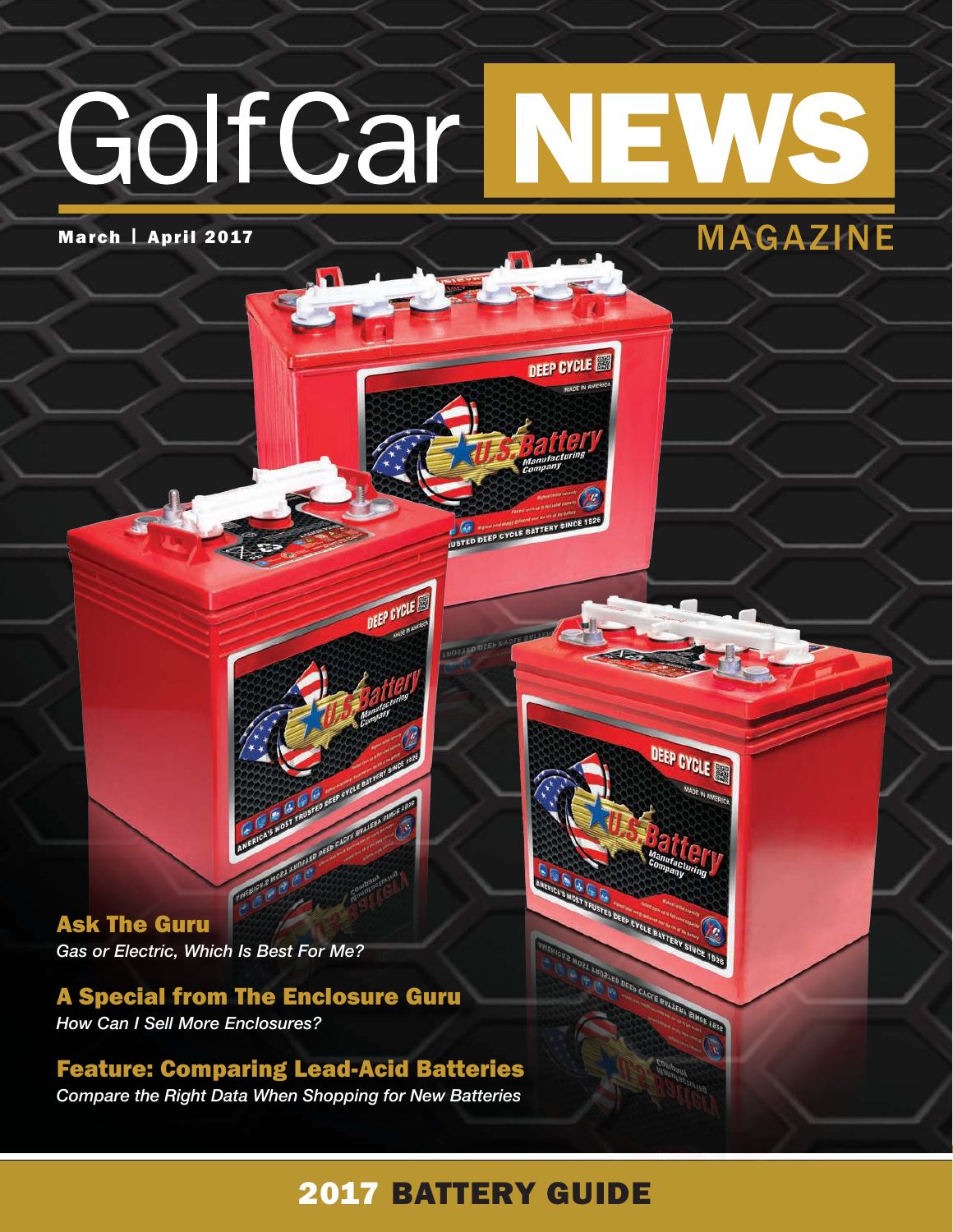# GolfCar NEWS MAGAZINE

March | April 2017

## Ask The Guru

*Gas or Electric, Which Is Best For Me?*

## A Special from The Enclosure Guru

*How Can I Sell More Enclosures?*

## Feature: Comparing Lead-Acid Batteries

*Compare the Right Data When Shopping for New Batteries*

## 2017 BATTERY GUIDE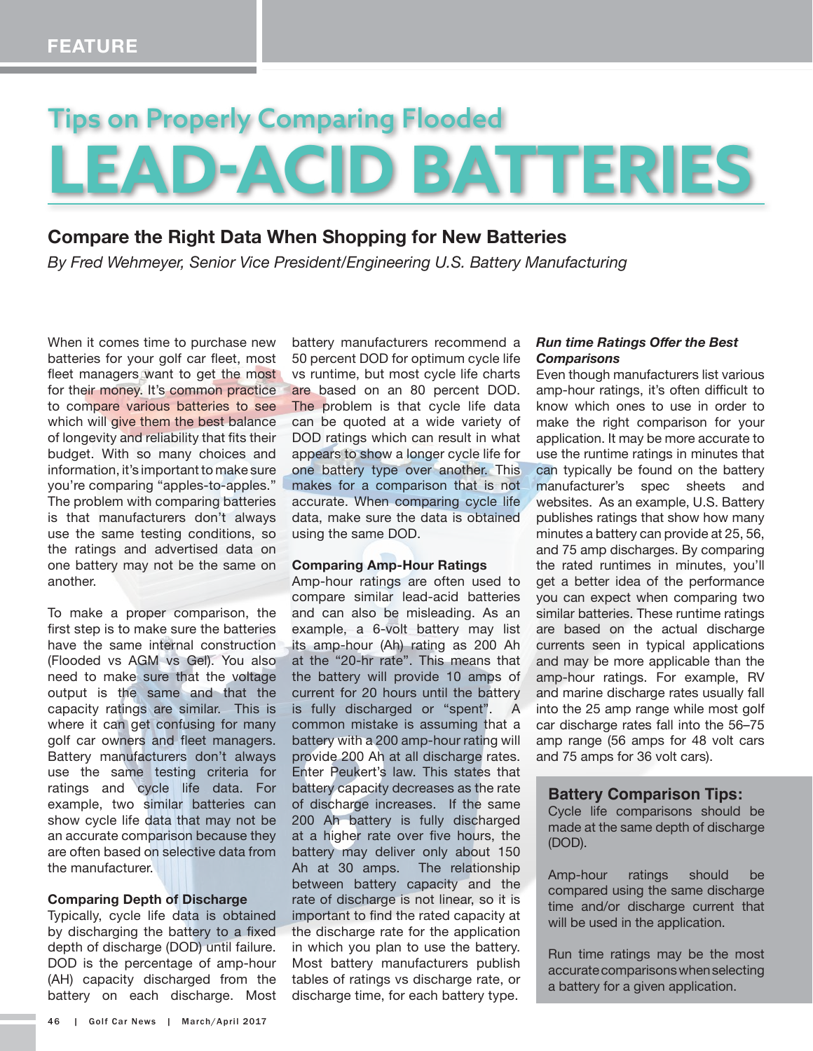# Tips on Properly Comparing Flooded LEAD-ACID BATTERIES

## Compare the Right Data When Shopping for New Batteries

*By Fred Wehmeyer, Senior Vice President/Engineering U.S. Battery Manufacturing*

When it comes time to purchase new batteries for your golf car fleet, most fleet managers want to get the most for their money. It's common practice to compare various batteries to see which will give them the best balance of longevity and reliability that fits their budget. With so many choices and information, it's important to make sure you're comparing "apples-to-apples." The problem with comparing batteries is that manufacturers don't always use the same testing conditions, so the ratings and advertised data on one battery may not be the same on another.

To make a proper comparison, the first step is to make sure the batteries have the same internal construction (Flooded vs AGM vs Gel). You also need to make sure that the voltage output is the same and that the capacity ratings are similar. This is where it can get confusing for many golf car owners and fleet managers. Battery manufacturers don't always use the same testing criteria for ratings and cycle life data. For example, two similar batteries can show cycle life data that may not be an accurate comparison because they are often based on selective data from the manufacturer.

### Comparing Depth of Discharge

Typically, cycle life data is obtained by discharging the battery to a fixed depth of discharge (DOD) until failure. DOD is the percentage of amp-hour (AH) capacity discharged from the battery on each discharge. Most battery manufacturers recommend a 50 percent DOD for optimum cycle life vs runtime, but most cycle life charts are based on an 80 percent DOD. The problem is that cycle life data can be quoted at a wide variety of DOD ratings which can result in what appears to show a longer cycle life for one battery type over another. This makes for a comparison that is not accurate. When comparing cycle life data, make sure the data is obtained using the same DOD.

### Comparing Amp-Hour Ratings

Amp-hour ratings are often used to compare similar lead-acid batteries and can also be misleading. As an example, a 6-volt battery may list its amp-hour (Ah) rating as 200 Ah at the "20-hr rate". This means that the battery will provide 10 amps of current for 20 hours until the battery is fully discharged or "spent". A common mistake is assuming that a battery with a 200 amp-hour rating will provide 200 Ah at all discharge rates. Enter Peukert's law. This states that battery capacity decreases as the rate of discharge increases. If the same 200 Ah battery is fully discharged at a higher rate over five hours, the battery may deliver only about 150 Ah at 30 amps. The relationship between battery capacity and the rate of discharge is not linear, so it is important to find the rated capacity at the discharge rate for the application in which you plan to use the battery. Most battery manufacturers publish tables of ratings vs discharge rate, or discharge time, for each battery type.

### *Run time Ratings Offer the Best Comparisons*

Even though manufacturers list various amp-hour ratings, it's often difficult to know which ones to use in order to make the right comparison for your application. It may be more accurate to use the runtime ratings in minutes that can typically be found on the battery manufacturer's spec sheets and websites. As an example, U.S. Battery publishes ratings that show how many minutes a battery can provide at 25, 56, and 75 amp discharges. By comparing the rated runtimes in minutes, you'll get a better idea of the performance you can expect when comparing two similar batteries. These runtime ratings are based on the actual discharge currents seen in typical applications and may be more applicable than the amp-hour ratings. For example, RV and marine discharge rates usually fall into the 25 amp range while most golf car discharge rates fall into the 56–75 amp range (56 amps for 48 volt cars and 75 amps for 36 volt cars).

### Battery Comparison Tips:

Cycle life comparisons should be made at the same depth of discharge (DOD).

Amp-hour ratings should be compared using the same discharge time and/or discharge current that will be used in the application.

Run time ratings may be the most accurate comparisons when selecting a battery for a given application.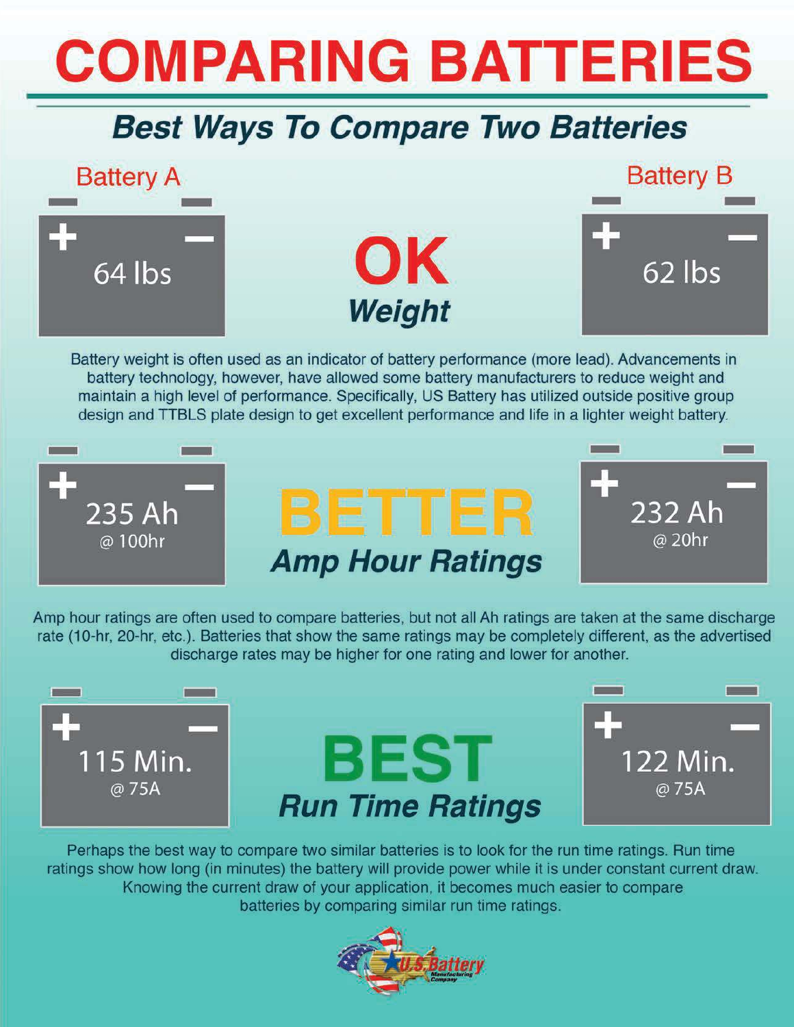# COMPARING BATTERIES

## *Best Ways To Compare Two Batteries*

| Battery A | | Battery B |
|---|---|---|
| 64 lbs | **OK** *Weight* | 62 lbs |

Battery weight is often used as an indicator of battery performance (more lead). Advancements in battery technology, however, have allowed some battery manufacturers to reduce weight and maintain a high level of performance. Specifically, US Battery has utilized outside positive group design and TTBLS plate design to get excellent performance and life in a lighter weight battery.

| Battery A | | Battery B |
|---|---|---|
| 235 Ah @ 100hr | **BETTER** *Amp Hour Ratings* | 232 Ah @ 20hr |

Amp hour ratings are often used to compare batteries, but not all Ah ratings are taken at the same discharge rate (10-hr, 20-hr, etc.). Batteries that show the same ratings may be completely different, as the advertised discharge rates may be higher for one rating and lower for another.

| Battery A | | Battery B |
|---|---|---|
| 115 Min. @ 75A | **BEST** *Run Time Ratings* | 122 Min. @ 75A |

Perhaps the best way to compare two similar batteries is to look for the run time ratings. Run time ratings show how long (in minutes) the battery will provide power while it is under constant current draw. Knowing the current draw of your application, it becomes much easier to compare batteries by comparing similar run time ratings.

U.S. Battery Manufacturing Company